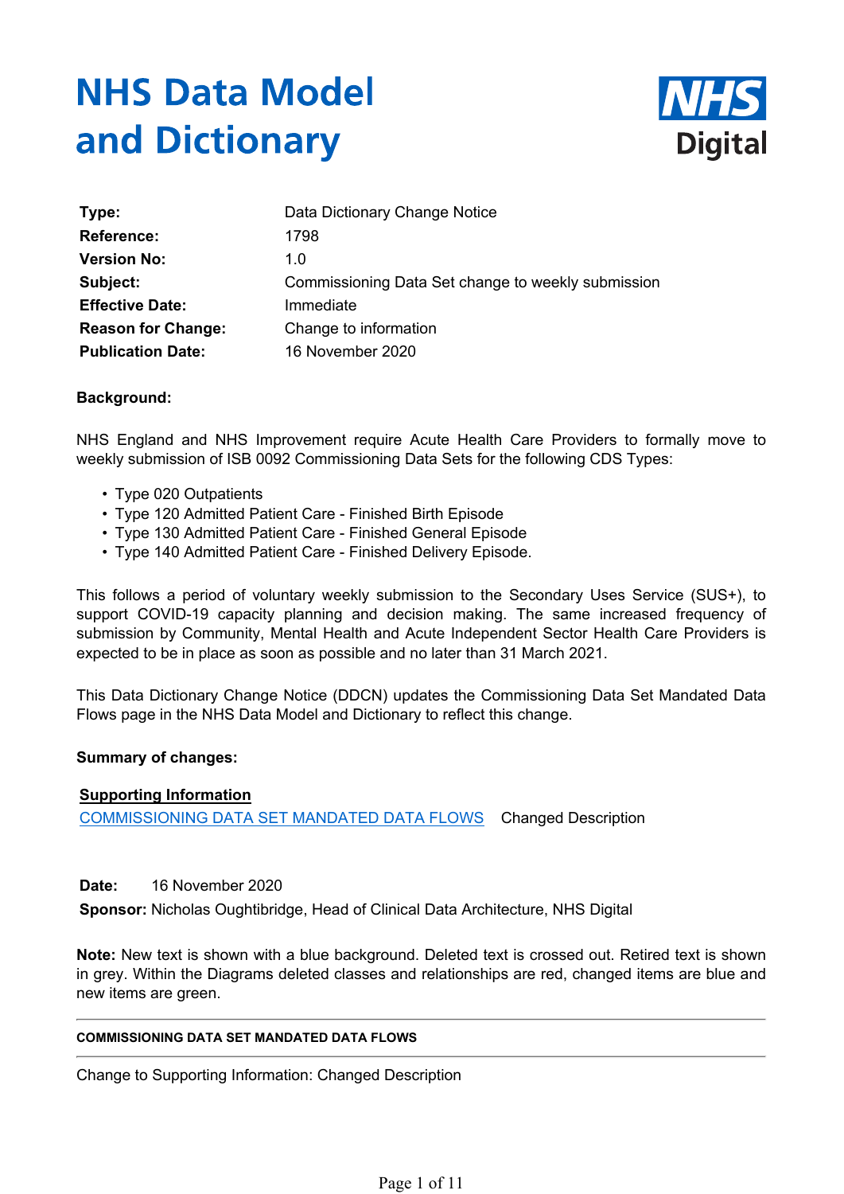# NHS Data Model and Dictionary

NHS Digital

| | |
|---|---|
| **Type:** | Data Dictionary Change Notice |
| **Reference:** | 1798 |
| **Version No:** | 1.0 |
| **Subject:** | Commissioning Data Set change to weekly submission |
| **Effective Date:** | Immediate |
| **Reason for Change:** | Change to information |
| **Publication Date:** | 16 November 2020 |

**Background:**

NHS England and NHS Improvement require Acute Health Care Providers to formally move to weekly submission of ISB 0092 Commissioning Data Sets for the following CDS Types:

- Type 020 Outpatients
- Type 120 Admitted Patient Care - Finished Birth Episode
- Type 130 Admitted Patient Care - Finished General Episode
- Type 140 Admitted Patient Care - Finished Delivery Episode.

This follows a period of voluntary weekly submission to the Secondary Uses Service (SUS+), to support COVID-19 capacity planning and decision making. The same increased frequency of submission by Community, Mental Health and Acute Independent Sector Health Care Providers is expected to be in place as soon as possible and no later than 31 March 2021.

This Data Dictionary Change Notice (DDCN) updates the Commissioning Data Set Mandated Data Flows page in the NHS Data Model and Dictionary to reflect this change.

**Summary of changes:**

**Supporting Information**

COMMISSIONING DATA SET MANDATED DATA FLOWS    Changed Description

**Date:** 16 November 2020

**Sponsor:** Nicholas Oughtibridge, Head of Clinical Data Architecture, NHS Digital

**Note:** New text is shown with a blue background. Deleted text is crossed out. Retired text is shown in grey. Within the Diagrams deleted classes and relationships are red, changed items are blue and new items are green.

---

**COMMISSIONING DATA SET MANDATED DATA FLOWS**

---

Change to Supporting Information: Changed Description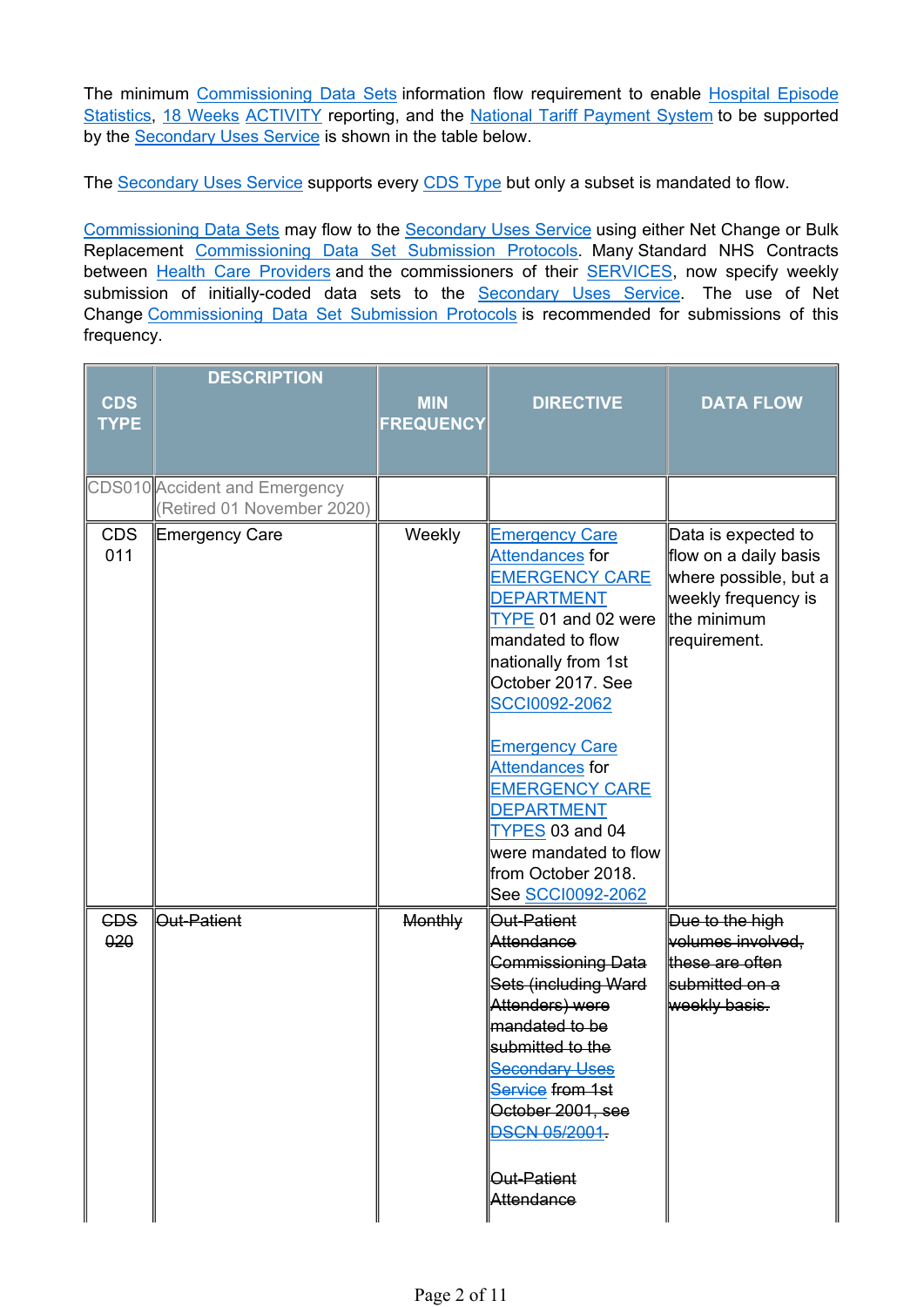The minimum Commissioning Data Sets information flow requirement to enable Hospital Episode Statistics, 18 Weeks ACTIVITY reporting, and the National Tariff Payment System to be supported by the Secondary Uses Service is shown in the table below.

The Secondary Uses Service supports every CDS Type but only a subset is mandated to flow.

Commissioning Data Sets may flow to the Secondary Uses Service using either Net Change or Bulk Replacement Commissioning Data Set Submission Protocols. Many Standard NHS Contracts between Health Care Providers and the commissioners of their SERVICES, now specify weekly submission of initially-coded data sets to the Secondary Uses Service. The use of Net Change Commissioning Data Set Submission Protocols is recommended for submissions of this frequency.

| CDS TYPE | DESCRIPTION | MIN FREQUENCY | DIRECTIVE | DATA FLOW |
|---|---|---|---|---|
| CDS010 | Accident and Emergency (Retired 01 November 2020) | | | |
| CDS 011 | Emergency Care | Weekly | Emergency Care Attendances for EMERGENCY CARE DEPARTMENT TYPE 01 and 02 were mandated to flow nationally from 1st October 2017. See SCCI0092-2062<br><br>Emergency Care Attendances for EMERGENCY CARE DEPARTMENT TYPES 03 and 04 were mandated to flow from October 2018. See SCCI0092-2062 | Data is expected to flow on a daily basis where possible, but a weekly frequency is the minimum requirement. |
| ~~CDS 020~~ | ~~Out-Patient~~ | ~~Monthly~~ | ~~Out-Patient Attendance Commissioning Data Sets (including Ward Attenders) were mandated to be submitted to the Secondary Uses Service from 1st October 2001, see DSCN 05/2001.~~<br><br>~~Out-Patient Attendance~~ | ~~Due to the high volumes involved, these are often submitted on a weekly basis.~~ |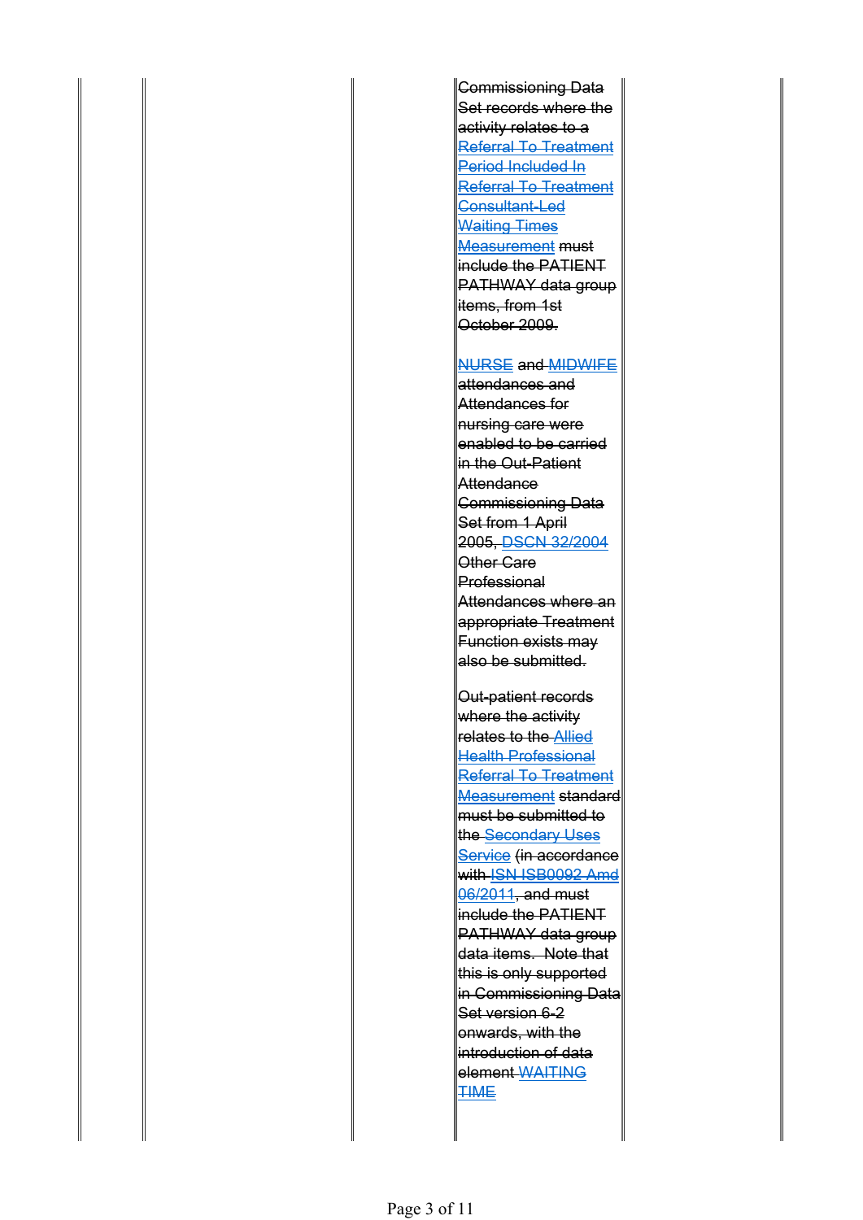| | | | | | |
|---|---|---|---|---|---|
| | | | Commissioning Data Set records where the activity relates to a Referral To Treatment Period Included In Referral To Treatment Consultant-Led Waiting Times Measurement must include the PATIENT PATHWAY data group items, from 1st October 2009.<br><br>NURSE and MIDWIFE attendances and Attendances for nursing care were enabled to be carried in the Out-Patient Attendance Commissioning Data Set from 1 April 2005, DSCN 32/2004 Other Care Professional Attendances where an appropriate Treatment Function exists may also be submitted.<br><br>Out-patient records where the activity relates to the Allied Health Professional Referral To Treatment Measurement standard must be submitted to the Secondary Uses Service (in accordance with ISN ISB0092 Amd 06/2011, and must include the PATIENT PATHWAY data group data items. Note that this is only supported in Commissioning Data Set version 6-2 onwards, with the introduction of data element WAITING TIME | | |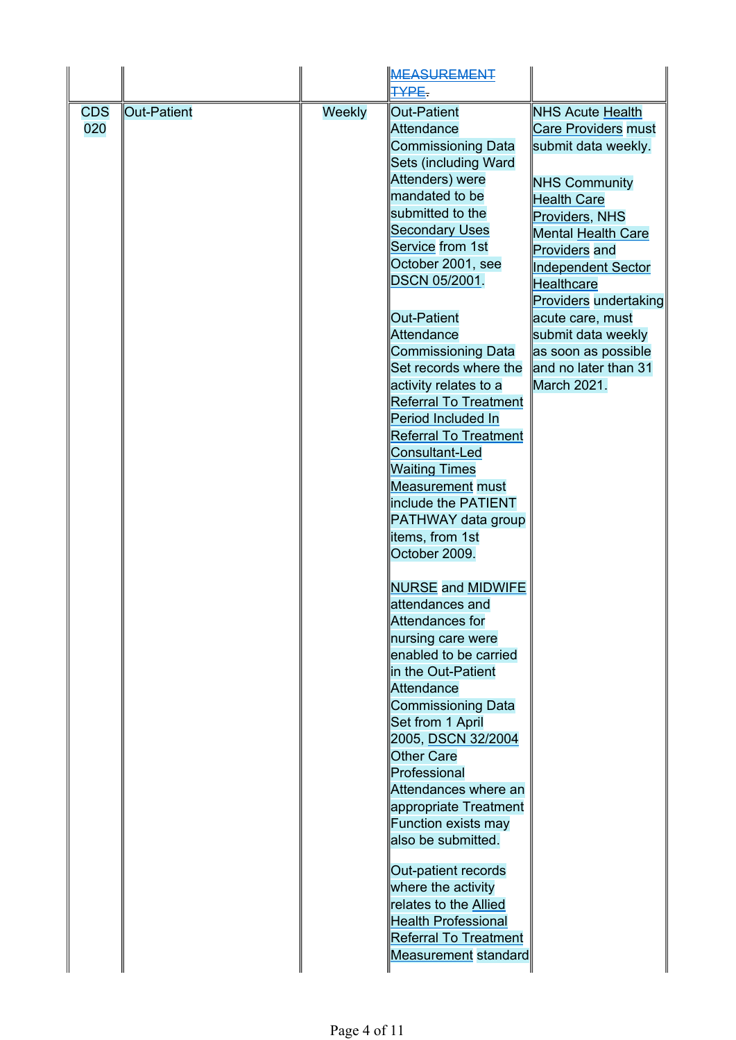| | | | MEASUREMENT TYPE. | |
|---|---|---|---|---|
| CDS 020 | Out-Patient | Weekly | Out-Patient Attendance Commissioning Data Sets (including Ward Attenders) were mandated to be submitted to the Secondary Uses Service from 1st October 2001, see DSCN 05/2001.<br><br>Out-Patient Attendance Commissioning Data Set records where the activity relates to a Referral To Treatment Period Included In Referral To Treatment Consultant-Led Waiting Times Measurement must include the PATIENT PATHWAY data group items, from 1st October 2009.<br><br>NURSE and MIDWIFE attendances and Attendances for nursing care were enabled to be carried in the Out-Patient Attendance Commissioning Data Set from 1 April 2005, DSCN 32/2004 Other Care Professional Attendances where an appropriate Treatment Function exists may also be submitted.<br><br>Out-patient records where the activity relates to the Allied Health Professional Referral To Treatment Measurement standard | NHS Acute Health Care Providers must submit data weekly.<br><br>NHS Community Health Care Providers, NHS Mental Health Care Providers and Independent Sector Healthcare Providers undertaking acute care, must submit data weekly as soon as possible and no later than 31 March 2021. |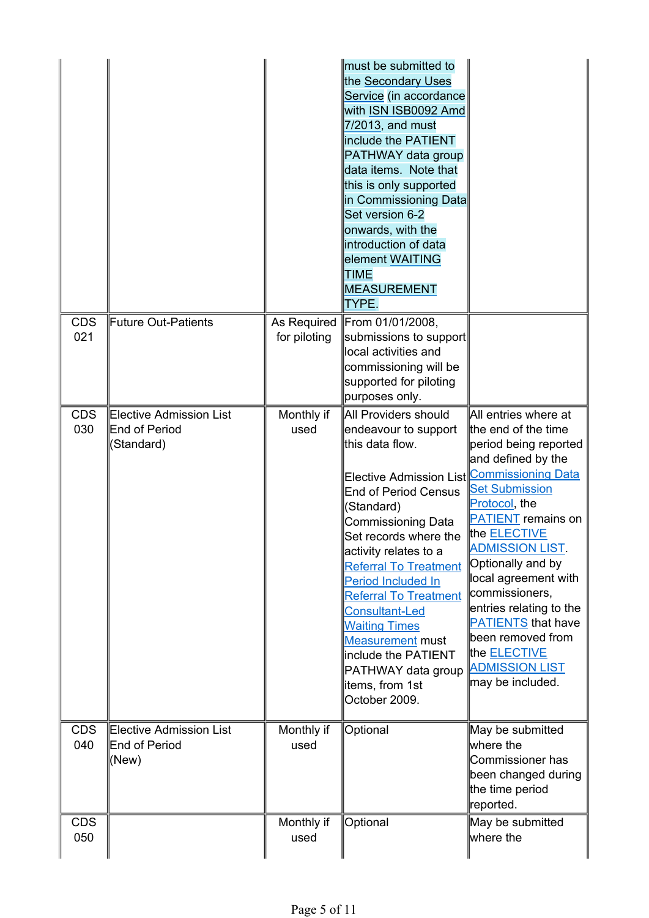| | | | | |
|---|---|---|---|---|
| | | | must be submitted to the Secondary Uses Service (in accordance with ISN ISB0092 Amd 7/2013, and must include the PATIENT PATHWAY data group data items. Note that this is only supported in Commissioning Data Set version 6-2 onwards, with the introduction of data element WAITING TIME MEASUREMENT TYPE. | |
| CDS 021 | Future Out-Patients | As Required for piloting | From 01/01/2008, submissions to support local activities and commissioning will be supported for piloting purposes only. | |
| CDS 030 | Elective Admission List End of Period (Standard) | Monthly if used | All Providers should endeavour to support this data flow.<br><br>Elective Admission List End of Period Census (Standard) Commissioning Data Set records where the activity relates to a Referral To Treatment Period Included In Referral To Treatment Consultant-Led Waiting Times Measurement must include the PATIENT PATHWAY data group items, from 1st October 2009. | All entries where at the end of the time period being reported and defined by the Commissioning Data Set Submission Protocol, the PATIENT remains on the ELECTIVE ADMISSION LIST. Optionally and by local agreement with commissioners, entries relating to the PATIENTS that have been removed from the ELECTIVE ADMISSION LIST may be included. |
| CDS 040 | Elective Admission List End of Period (New) | Monthly if used | Optional | May be submitted where the Commissioner has been changed during the time period reported. |
| CDS 050 | | Monthly if used | Optional | May be submitted where the |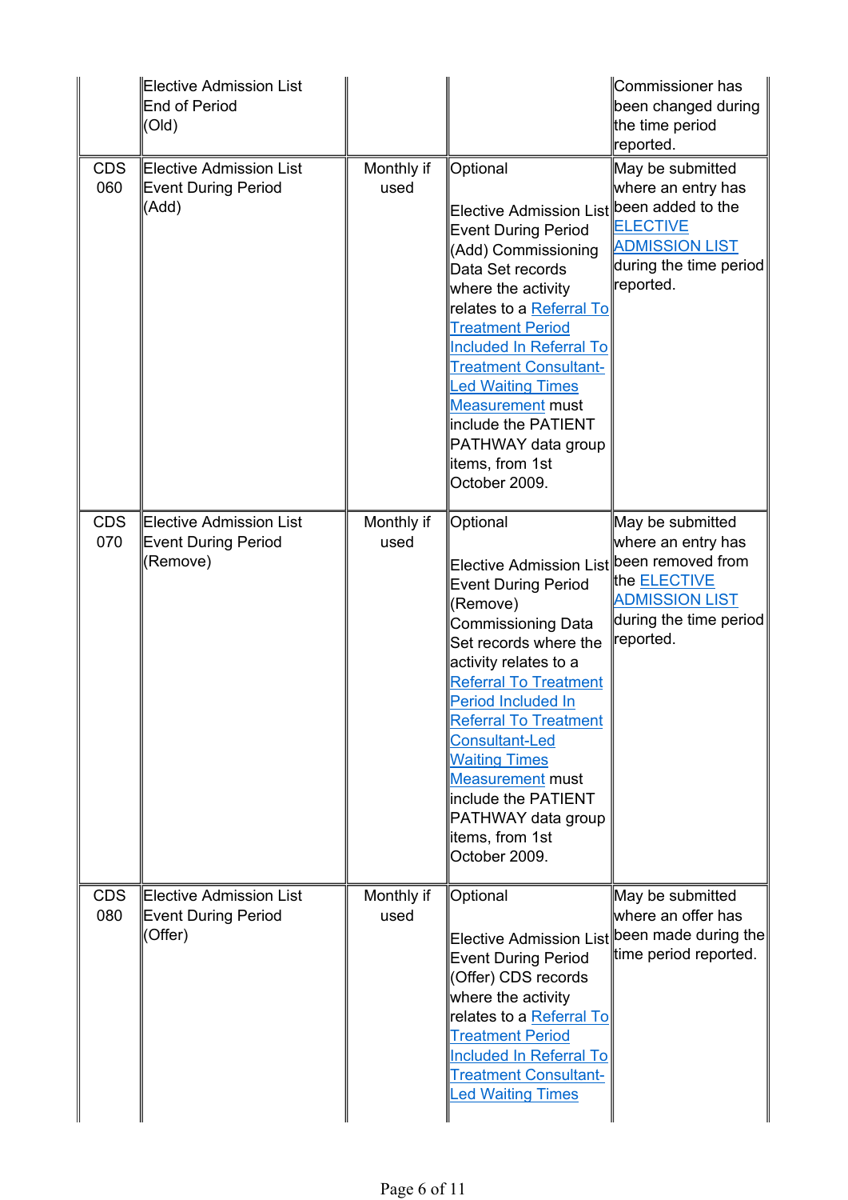| | | | | |
|---|---|---|---|---|
| | Elective Admission List End of Period (Old) | | | Commissioner has been changed during the time period reported. |
| CDS 060 | Elective Admission List Event During Period (Add) | Monthly if used | Optional<br><br>Elective Admission List Event During Period (Add) Commissioning Data Set records where the activity relates to a Referral To Treatment Period Included In Referral To Treatment Consultant-Led Waiting Times Measurement must include the PATIENT PATHWAY data group items, from 1st October 2009. | May be submitted where an entry has been added to the ELECTIVE ADMISSION LIST during the time period reported. |
| CDS 070 | Elective Admission List Event During Period (Remove) | Monthly if used | Optional<br><br>Elective Admission List Event During Period (Remove) Commissioning Data Set records where the activity relates to a Referral To Treatment Period Included In Referral To Treatment Consultant-Led Waiting Times Measurement must include the PATIENT PATHWAY data group items, from 1st October 2009. | May be submitted where an entry has been removed from the ELECTIVE ADMISSION LIST during the time period reported. |
| CDS 080 | Elective Admission List Event During Period (Offer) | Monthly if used | Optional<br><br>Elective Admission List Event During Period (Offer) CDS records where the activity relates to a Referral To Treatment Period Included In Referral To Treatment Consultant-Led Waiting Times | May be submitted where an offer has been made during the time period reported. |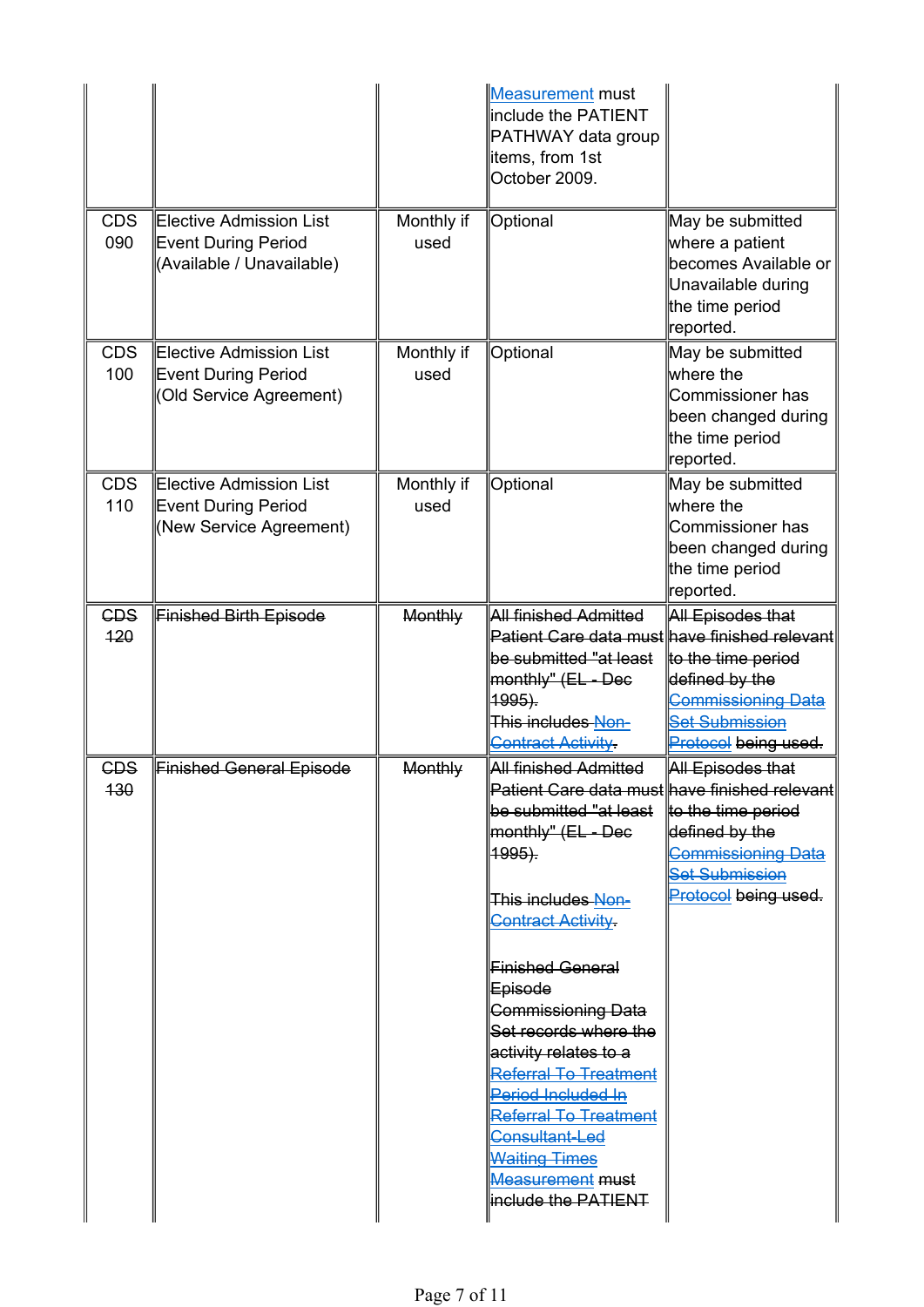| | | | | |
|---|---|---|---|---|
| | | | Measurement must include the PATIENT PATHWAY data group items, from 1st October 2009. | |
| CDS 090 | Elective Admission List Event During Period (Available / Unavailable) | Monthly if used | Optional | May be submitted where a patient becomes Available or Unavailable during the time period reported. |
| CDS 100 | Elective Admission List Event During Period (Old Service Agreement) | Monthly if used | Optional | May be submitted where the Commissioner has been changed during the time period reported. |
| CDS 110 | Elective Admission List Event During Period (New Service Agreement) | Monthly if used | Optional | May be submitted where the Commissioner has been changed during the time period reported. |
| ~~CDS 120~~ | ~~Finished Birth Episode~~ | ~~Monthly~~ | ~~All finished Admitted Patient Care data must be submitted "at least monthly" (EL - Dec 1995).~~ ~~This includes Non-Contract Activity.~~ | ~~All Episodes that have finished relevant to the time period defined by the Commissioning Data Set Submission Protocol being used.~~ |
| ~~CDS 130~~ | ~~Finished General Episode~~ | ~~Monthly~~ | ~~All finished Admitted Patient Care data must be submitted "at least monthly" (EL - Dec 1995).~~ ~~This includes Non-Contract Activity.~~ ~~Finished General Episode Commissioning Data Set records where the activity relates to a Referral To Treatment Period Included In Referral To Treatment Consultant-Led Waiting Times Measurement must include the PATIENT~~ | ~~All Episodes that have finished relevant to the time period defined by the Commissioning Data Set Submission Protocol being used.~~ |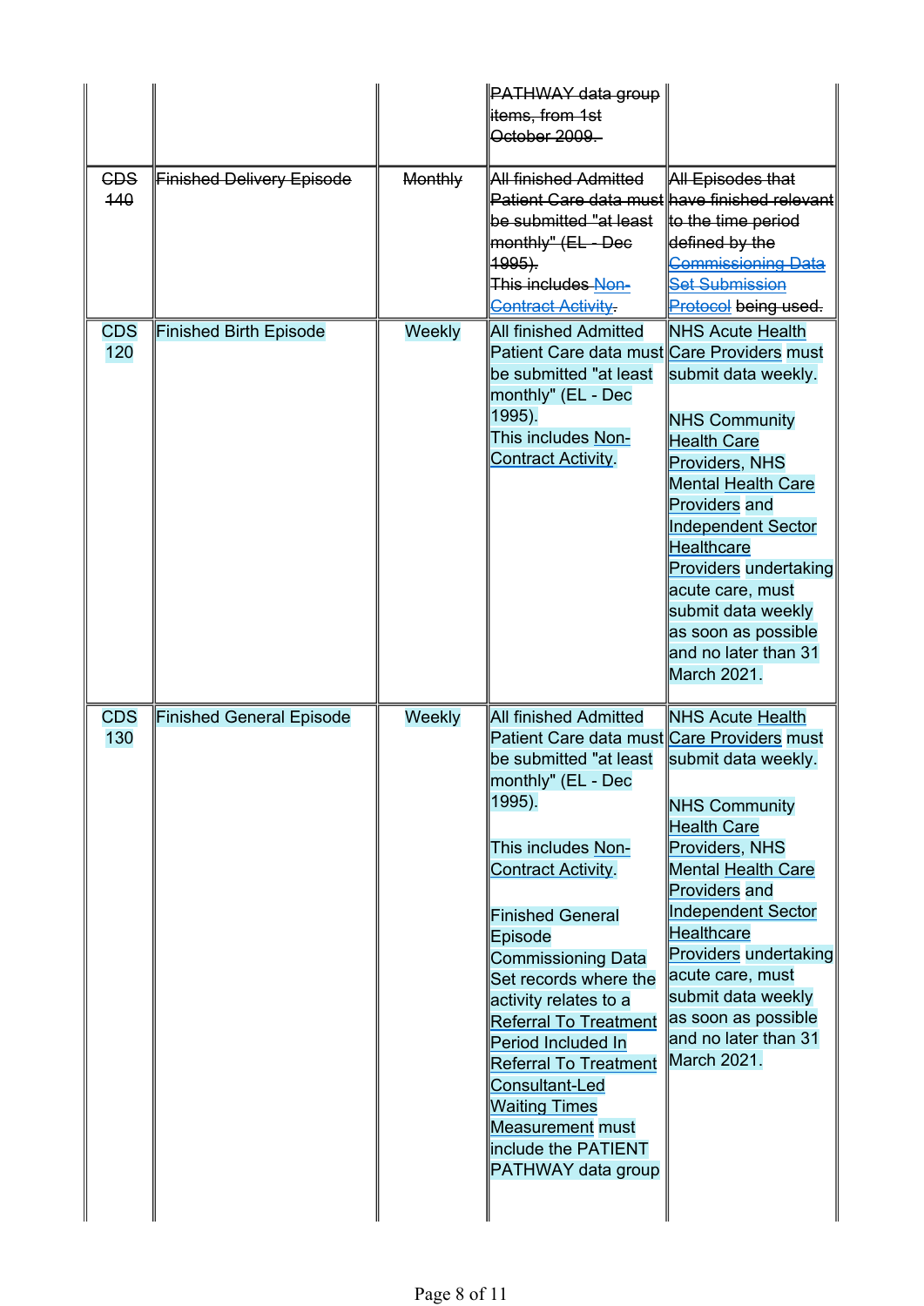| | | | | |
|---|---|---|---|---|
| | | | ~~PATHWAY data group items, from 1st October 2009.~~ | |
| ~~CDS 140~~ | ~~Finished Delivery Episode~~ | ~~Monthly~~ | ~~All finished Admitted Patient Care data must be submitted "at least monthly" (EL - Dec 1995).~~<br>~~This includes Non-Contract Activity.~~ | ~~All Episodes that have finished relevant to the time period defined by the Commissioning Data Set Submission Protocol being used.~~ |
| CDS 120 | Finished Birth Episode | Weekly | All finished Admitted Patient Care data must be submitted "at least monthly" (EL - Dec 1995).<br>This includes Non-Contract Activity. | NHS Acute Health Care Providers must submit data weekly.<br><br>NHS Community Health Care Providers, NHS Mental Health Care Providers and Independent Sector Healthcare Providers undertaking acute care, must submit data weekly as soon as possible and no later than 31 March 2021. |
| CDS 130 | Finished General Episode | Weekly | All finished Admitted Patient Care data must be submitted "at least monthly" (EL - Dec 1995).<br><br>This includes Non-Contract Activity.<br><br>Finished General Episode Commissioning Data Set records where the activity relates to a Referral To Treatment Period Included In Referral To Treatment Consultant-Led Waiting Times Measurement must include the PATIENT PATHWAY data group | NHS Acute Health Care Providers must submit data weekly.<br><br>NHS Community Health Care Providers, NHS Mental Health Care Providers and Independent Sector Healthcare Providers undertaking acute care, must submit data weekly as soon as possible and no later than 31 March 2021. |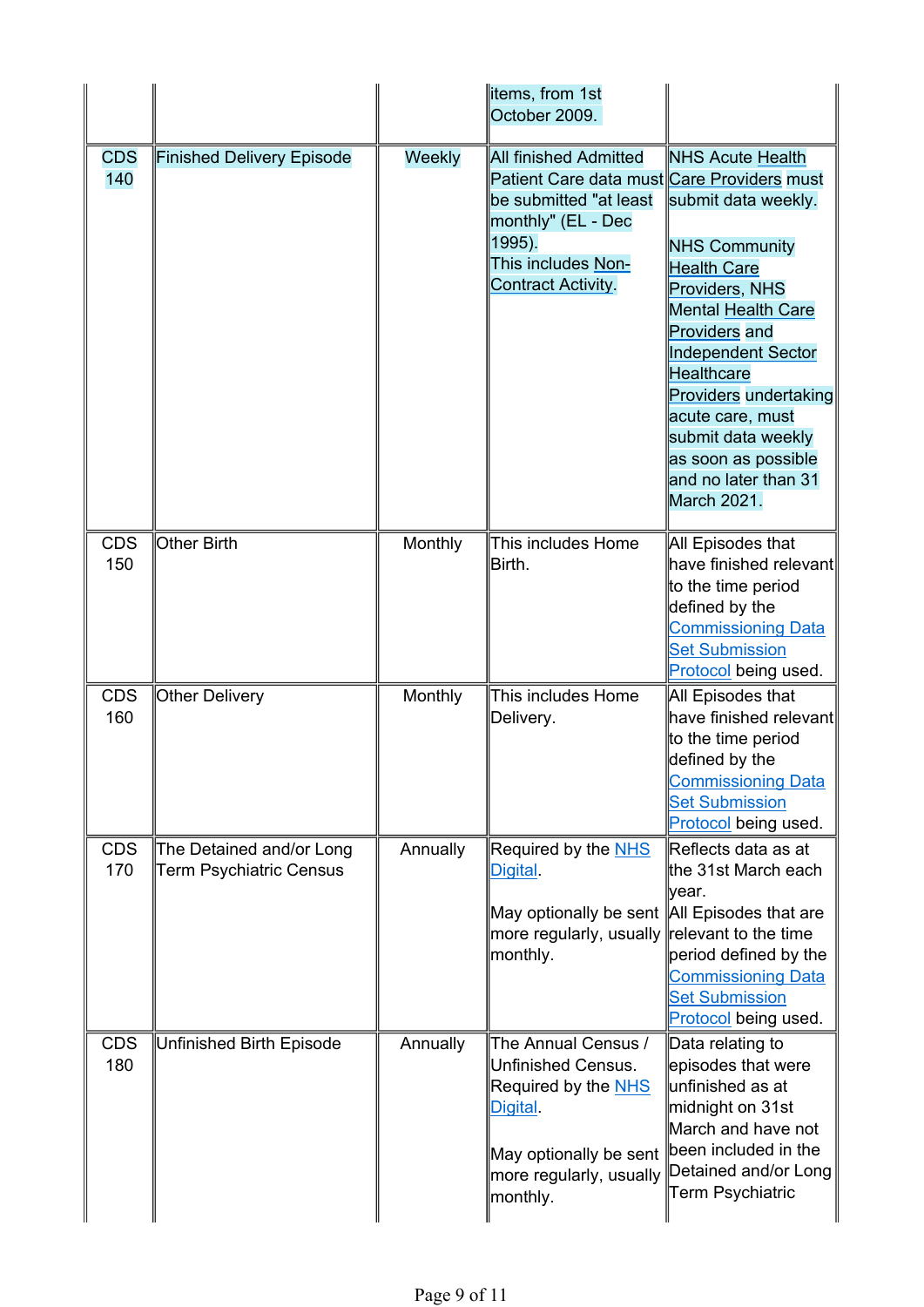| | | | | |
|---|---|---|---|---|
| | | | items, from 1st October 2009. | |
| CDS 140 | Finished Delivery Episode | Weekly | All finished Admitted Patient Care data must be submitted "at least monthly" (EL - Dec 1995).<br>This includes Non-Contract Activity. | NHS Acute Health Care Providers must submit data weekly.<br><br>NHS Community Health Care Providers, NHS Mental Health Care Providers and Independent Sector Healthcare Providers undertaking acute care, must submit data weekly as soon as possible and no later than 31 March 2021. |
| CDS 150 | Other Birth | Monthly | This includes Home Birth. | All Episodes that have finished relevant to the time period defined by the Commissioning Data Set Submission Protocol being used. |
| CDS 160 | Other Delivery | Monthly | This includes Home Delivery. | All Episodes that have finished relevant to the time period defined by the Commissioning Data Set Submission Protocol being used. |
| CDS 170 | The Detained and/or Long Term Psychiatric Census | Annually | Required by the NHS Digital.<br><br>May optionally be sent more regularly, usually monthly. | Reflects data as at the 31st March each year.<br>All Episodes that are relevant to the time period defined by the Commissioning Data Set Submission Protocol being used. |
| CDS 180 | Unfinished Birth Episode | Annually | The Annual Census / Unfinished Census. Required by the NHS Digital.<br><br>May optionally be sent more regularly, usually monthly. | Data relating to episodes that were unfinished as at midnight on 31st March and have not been included in the Detained and/or Long Term Psychiatric |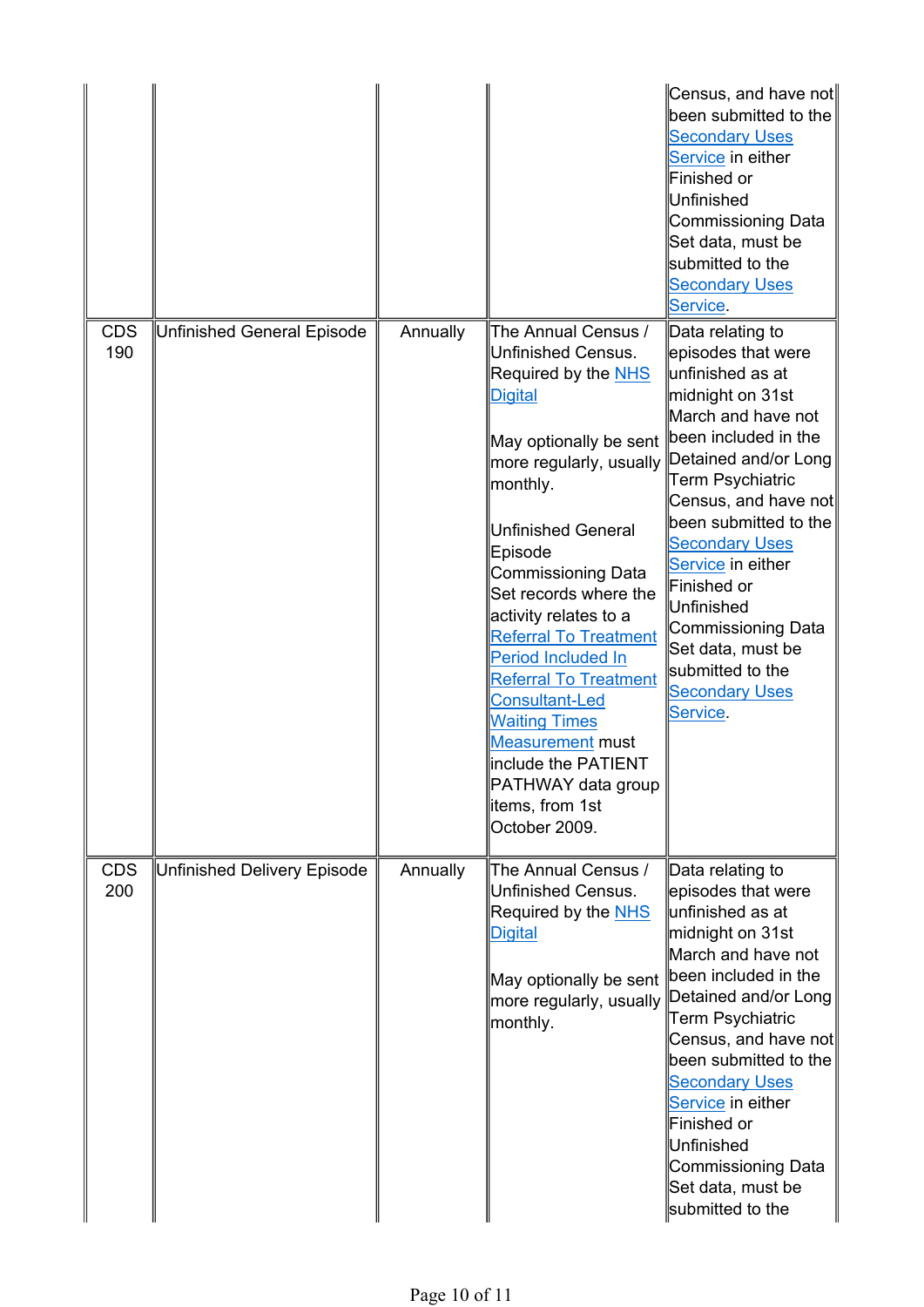| | | | | |
|---|---|---|---|---|
| | | | | Census, and have not been submitted to the Secondary Uses Service in either Finished or Unfinished Commissioning Data Set data, must be submitted to the Secondary Uses Service. |
| CDS 190 | Unfinished General Episode | Annually | The Annual Census / Unfinished Census. Required by the NHS Digital<br><br>May optionally be sent more regularly, usually monthly.<br><br>Unfinished General Episode Commissioning Data Set records where the activity relates to a Referral To Treatment Period Included In Referral To Treatment Consultant-Led Waiting Times Measurement must include the PATIENT PATHWAY data group items, from 1st October 2009. | Data relating to episodes that were unfinished as at midnight on 31st March and have not been included in the Detained and/or Long Term Psychiatric Census, and have not been submitted to the Secondary Uses Service in either Finished or Unfinished Commissioning Data Set data, must be submitted to the Secondary Uses Service. |
| CDS 200 | Unfinished Delivery Episode | Annually | The Annual Census / Unfinished Census. Required by the NHS Digital<br><br>May optionally be sent more regularly, usually monthly. | Data relating to episodes that were unfinished as at midnight on 31st March and have not been included in the Detained and/or Long Term Psychiatric Census, and have not been submitted to the Secondary Uses Service in either Finished or Unfinished Commissioning Data Set data, must be submitted to the |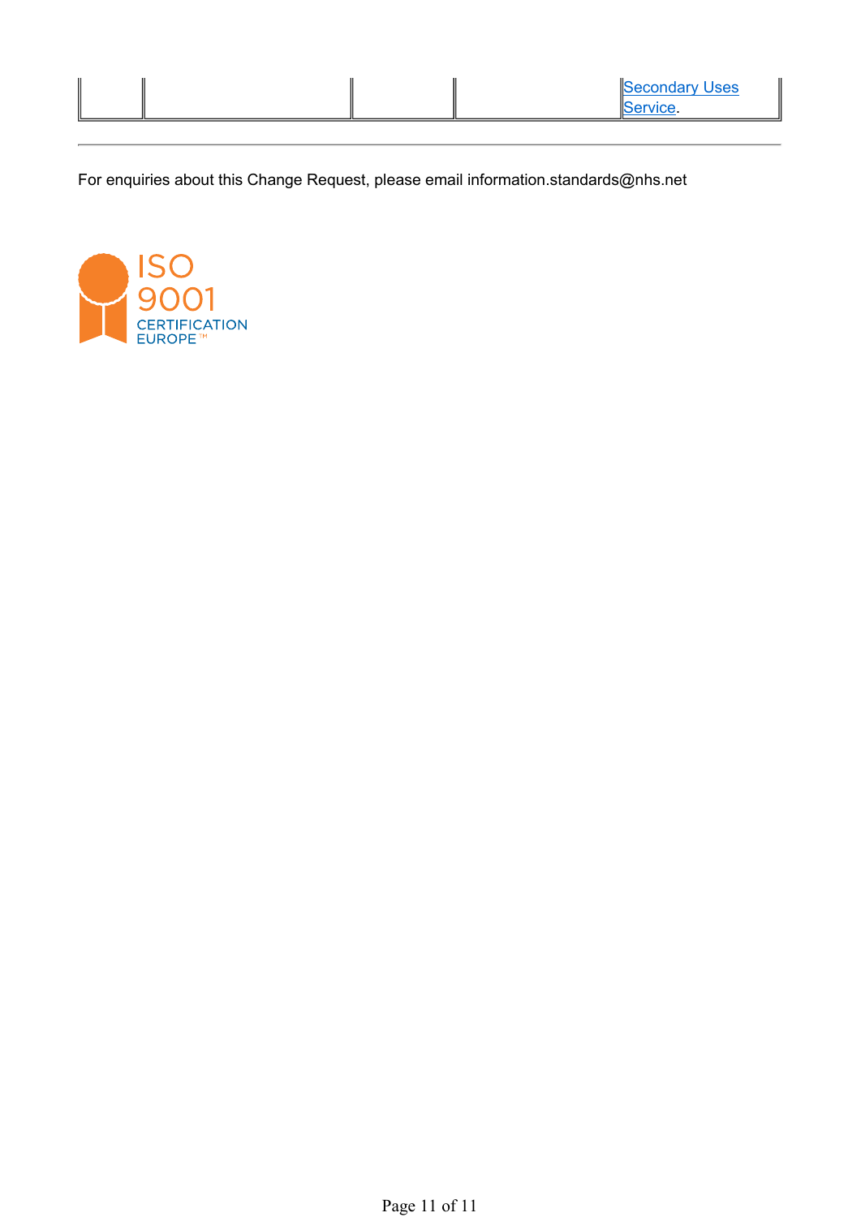| | | | | |
|---|---|---|---|---|
| | | | | Secondary Uses Service. |

---

For enquiries about this Change Request, please email information.standards@nhs.net

ISO 9001 CERTIFICATION EUROPE™